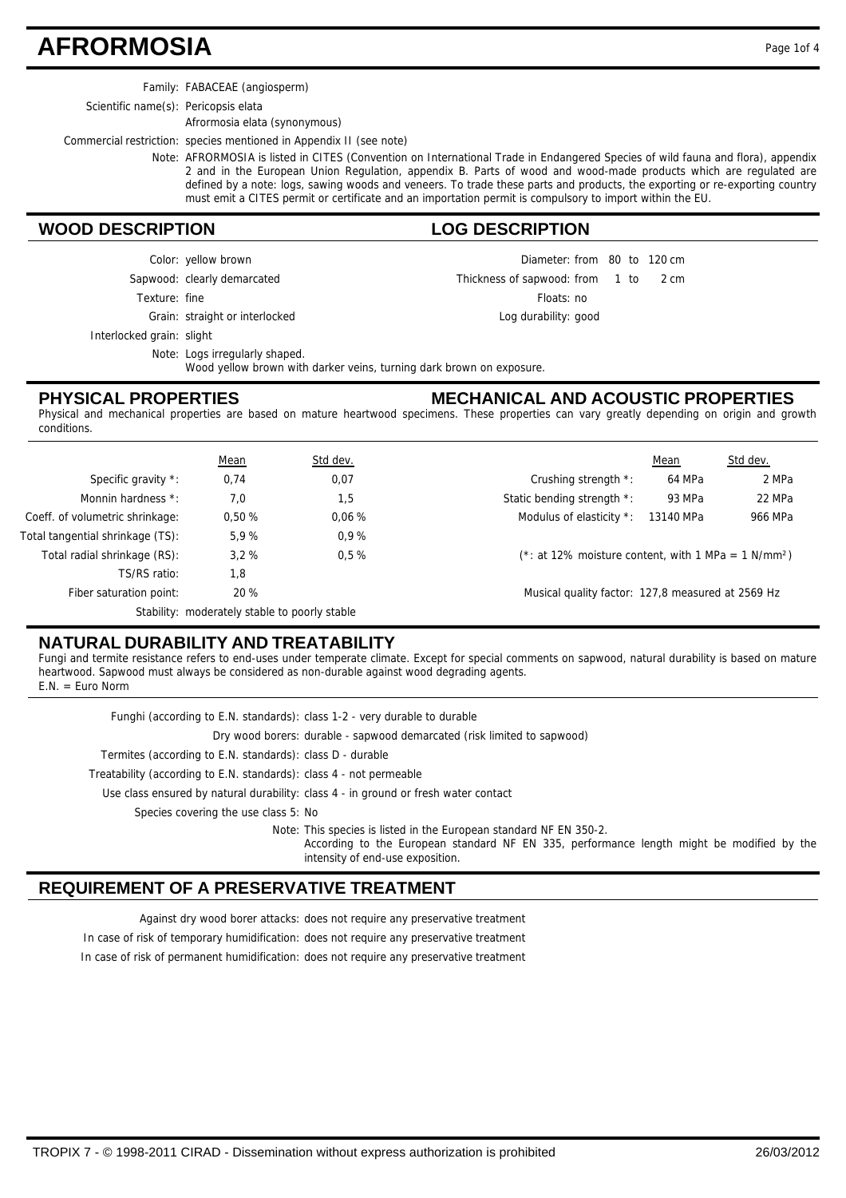# AFRORMOSIA

Family: FABACEAE (angiosperm)

Scientific name(s): Pericopsis elata
Afrormosia elata (synonymous)

Commercial restriction: species mentioned in Appendix II (see note)

Note: AFRORMOSIA is listed in CITES (Convention on International Trade in Endangered Species of wild fauna and flora), appendix 2 and in the European Union Regulation, appendix B. Parts of wood and wood-made products which are regulated are defined by a note: logs, sawing woods and veneers. To trade these parts and products, the exporting or re-exporting country must emit a CITES permit or certificate and an importation permit is compulsory to import within the EU.

## WOOD DESCRIPTION

Color: yellow brown

Sapwood: clearly demarcated

Texture: fine

Grain: straight or interlocked

Interlocked grain: slight

Note: Logs irregularly shaped.
Wood yellow brown with darker veins, turning dark brown on exposure.

## LOG DESCRIPTION

Diameter: from 80 to 120 cm

Thickness of sapwood: from 1 to 2 cm

Floats: no

Log durability: good

## PHYSICAL PROPERTIES

## MECHANICAL AND ACOUSTIC PROPERTIES

Physical and mechanical properties are based on mature heartwood specimens. These properties can vary greatly depending on origin and growth conditions.

| | Mean | Std dev. |
|---|---|---|
| Specific gravity *: | 0,74 | 0,07 |
| Monnin hardness *: | 7,0 | 1,5 |
| Coeff. of volumetric shrinkage: | 0,50 % | 0,06 % |
| Total tangential shrinkage (TS): | 5,9 % | 0,9 % |
| Total radial shrinkage (RS): | 3,2 % | 0,5 % |
| TS/RS ratio: | 1,8 | |
| Fiber saturation point: | 20 % | |

Stability: moderately stable to poorly stable

| | Mean | Std dev. |
|---|---|---|
| Crushing strength *: | 64 MPa | 2 MPa |
| Static bending strength *: | 93 MPa | 22 MPa |
| Modulus of elasticity *: | 13140 MPa | 966 MPa |

(*: at 12% moisture content, with 1 MPa = 1 N/mm²)

Musical quality factor: 127,8 measured at 2569 Hz

## NATURAL DURABILITY AND TREATABILITY

Fungi and termite resistance refers to end-uses under temperate climate. Except for special comments on sapwood, natural durability is based on mature heartwood. Sapwood must always be considered as non-durable against wood degrading agents.
E.N. = Euro Norm

Funghi (according to E.N. standards): class 1-2 - very durable to durable

Dry wood borers: durable - sapwood demarcated (risk limited to sapwood)

Termites (according to E.N. standards): class D - durable

Treatability (according to E.N. standards): class 4 - not permeable

Use class ensured by natural durability: class 4 - in ground or fresh water contact

Species covering the use class 5: No

Note: This species is listed in the European standard NF EN 350-2.
According to the European standard NF EN 335, performance length might be modified by the intensity of end-use exposition.

## REQUIREMENT OF A PRESERVATIVE TREATMENT

Against dry wood borer attacks: does not require any preservative treatment

In case of risk of temporary humidification: does not require any preservative treatment

In case of risk of permanent humidification: does not require any preservative treatment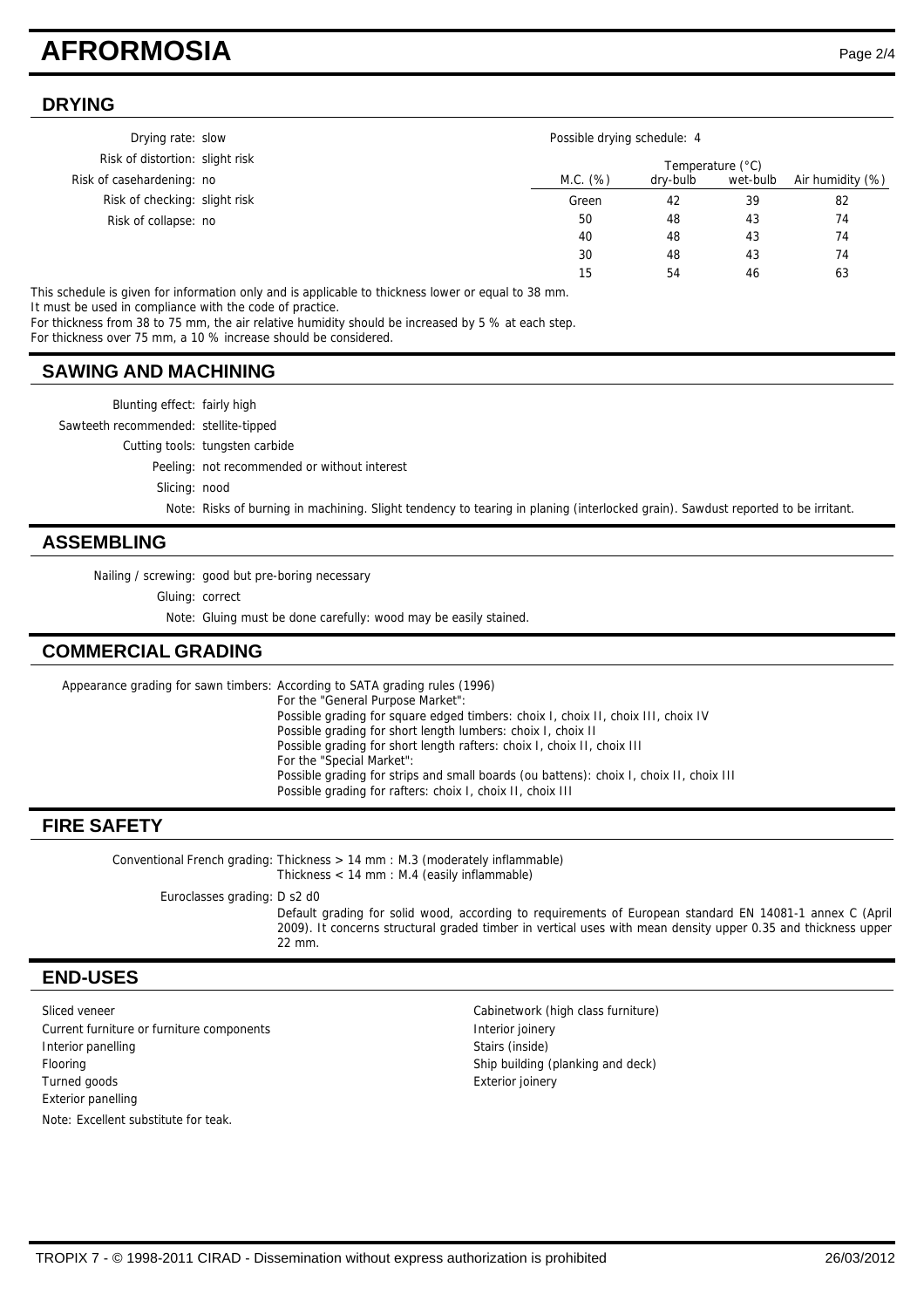# AFRORMOSIA

## DRYING

Drying rate: slow
Risk of distortion: slight risk
Risk of casehardening: no
Risk of checking: slight risk
Risk of collapse: no

Possible drying schedule: 4

| M.C. (%) | Temperature (°C) dry-bulb | Temperature (°C) wet-bulb | Air humidity (%) |
|---|---|---|---|
| Green | 42 | 39 | 82 |
| 50 | 48 | 43 | 74 |
| 40 | 48 | 43 | 74 |
| 30 | 48 | 43 | 74 |
| 15 | 54 | 46 | 63 |

This schedule is given for information only and is applicable to thickness lower or equal to 38 mm.
It must be used in compliance with the code of practice.
For thickness from 38 to 75 mm, the air relative humidity should be increased by 5 % at each step.
For thickness over 75 mm, a 10 % increase should be considered.

## SAWING AND MACHINING

Blunting effect: fairly high
Sawteeth recommended: stellite-tipped
Cutting tools: tungsten carbide
Peeling: not recommended or without interest
Slicing: nood
Note: Risks of burning in machining. Slight tendency to tearing in planing (interlocked grain). Sawdust reported to be irritant.

## ASSEMBLING

Nailing / screwing: good but pre-boring necessary
Gluing: correct
Note: Gluing must be done carefully: wood may be easily stained.

## COMMERCIAL GRADING

Appearance grading for sawn timbers: According to SATA grading rules (1996)
For the "General Purpose Market":
Possible grading for square edged timbers: choix I, choix II, choix III, choix IV
Possible grading for short length lumbers: choix I, choix II
Possible grading for short length rafters: choix I, choix II, choix III
For the "Special Market":
Possible grading for strips and small boards (ou battens): choix I, choix II, choix III
Possible grading for rafters: choix I, choix II, choix III

## FIRE SAFETY

Conventional French grading: Thickness > 14 mm : M.3 (moderately inflammable)
Thickness < 14 mm : M.4 (easily inflammable)

Euroclasses grading: D s2 d0
Default grading for solid wood, according to requirements of European standard EN 14081-1 annex C (April 2009). It concerns structural graded timber in vertical uses with mean density upper 0.35 and thickness upper 22 mm.

## END-USES

Sliced veneer
Current furniture or furniture components
Interior panelling
Flooring
Turned goods
Exterior panelling
Cabinetwork (high class furniture)
Interior joinery
Stairs (inside)
Ship building (planking and deck)
Exterior joinery

Note: Excellent substitute for teak.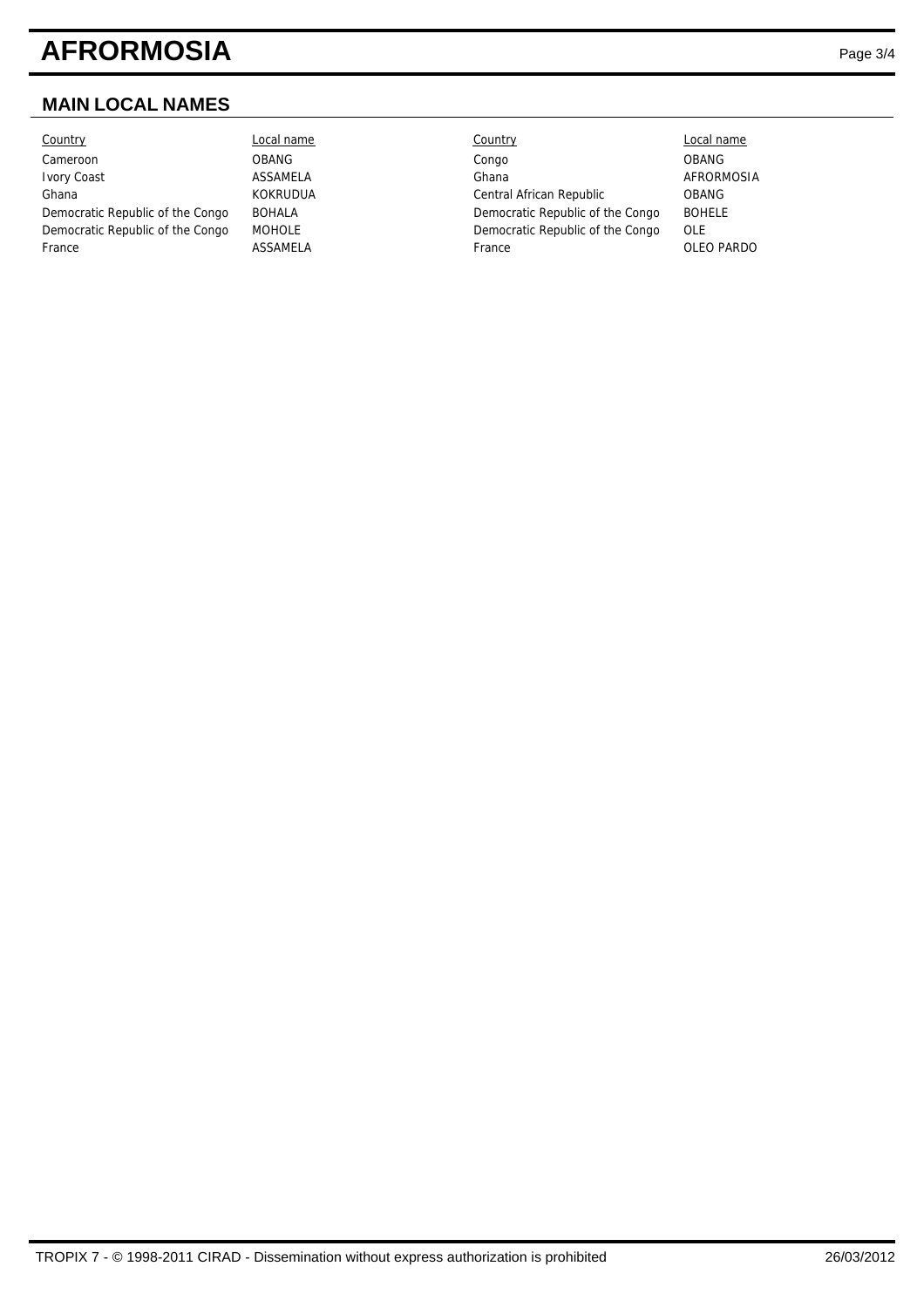## MAIN LOCAL NAMES

| Country | Local name | Country | Local name |
|---|---|---|---|
| Cameroon | OBANG | Congo | OBANG |
| Ivory Coast | ASSAMELA | Ghana | AFRORMOSIA |
| Ghana | KOKRUDUA | Central African Republic | OBANG |
| Democratic Republic of the Congo | BOHALA | Democratic Republic of the Congo | BOHELE |
| Democratic Republic of the Congo | MOHOLE | Democratic Republic of the Congo | OLE |
| France | ASSAMELA | France | OLEO PARDO |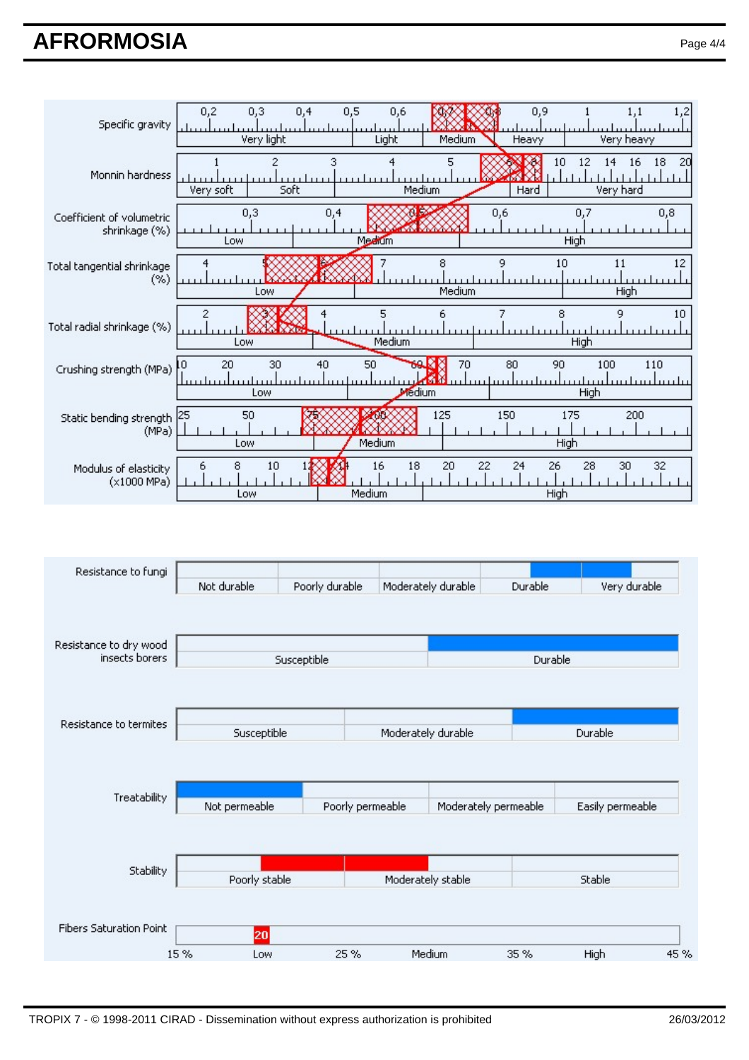# AFRORMOSIA

Specific gravity
0,2 0,3 0,4 0,5 0,6 0,7 0,8 0,9 1 1,1 1,2
Very light | Light | Medium | Heavy | Very heavy

Monnin hardness
1 2 3 4 5 6 8 10 12 14 16 18 20
Very soft | Soft | Medium | Hard | Very hard

Coefficient of volumetric shrinkage (%)
0,3 0,4 0,5 0,6 0,7 0,8
Low | Medium | High

Total tangential shrinkage (%)
4 5 6 7 8 9 10 11 12
Low | Medium | High

Total radial shrinkage (%)
2 3 4 5 6 7 8 9 10
Low | Medium | High

Crushing strength (MPa)
10 20 30 40 50 60 70 80 90 100 110
Low | Medium | High

Static bending strength (MPa)
25 50 75 100 125 150 175 200
Low | Medium | High

Modulus of elasticity (x1000 MPa)
6 8 10 12 14 16 18 20 22 24 26 28 30 32
Low | Medium | High

Resistance to fungi
Not durable | Poorly durable | Moderately durable | Durable | Very durable

Resistance to dry wood insects borers
Susceptible | Durable

Resistance to termites
Susceptible | Moderately durable | Durable

Treatability
Not permeable | Poorly permeable | Moderately permeable | Easily permeable

Stability
Poorly stable | Moderately stable | Stable

Fibers Saturation Point
20
15 % | Low | 25 % | Medium | 35 % | High | 45 %

TROPIX 7 - © 1998-2011 CIRAD - Dissemination without express authorization is prohibited 26/03/2012